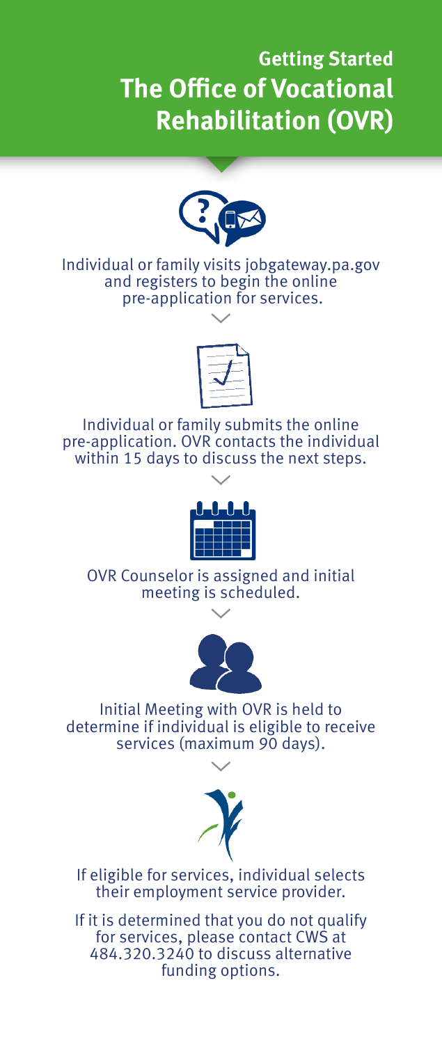## Getting Started

# The Office of Vocational Rehabilitation (OVR)

Individual or family visits jobgateway.pa.gov and registers to begin the online pre-application for services.

Individual or family submits the online pre-application. OVR contacts the individual within 15 days to discuss the next steps.

OVR Counselor is assigned and initial meeting is scheduled.

Initial Meeting with OVR is held to determine if individual is eligible to receive services (maximum 90 days).

If eligible for services, individual selects their employment service provider.

If it is determined that you do not qualify for services, please contact CWS at 484.320.3240 to discuss alternative funding options.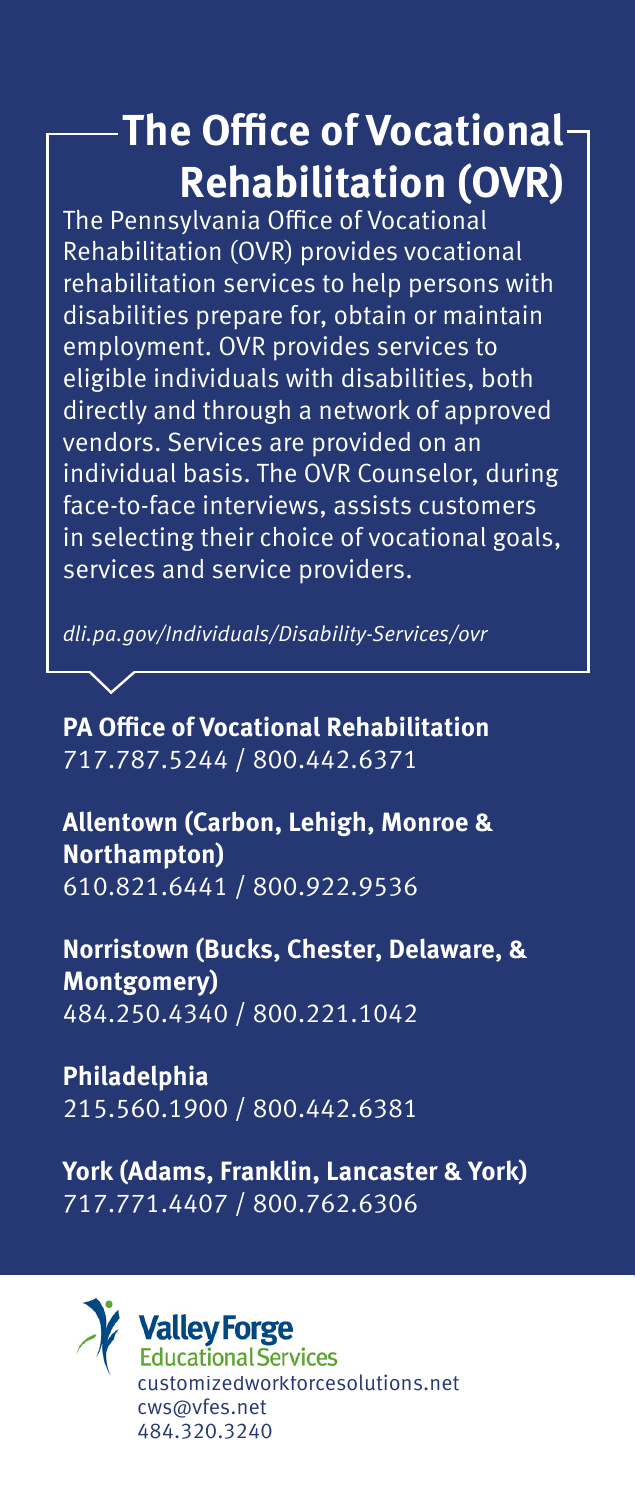# The Office of Vocational Rehabilitation (OVR)

The Pennsylvania Office of Vocational Rehabilitation (OVR) provides vocational rehabilitation services to help persons with disabilities prepare for, obtain or maintain employment. OVR provides services to eligible individuals with disabilities, both directly and through a network of approved vendors. Services are provided on an individual basis. The OVR Counselor, during face-to-face interviews, assists customers in selecting their choice of vocational goals, services and service providers.

*dli.pa.gov/Individuals/Disability-Services/ovr*

**PA Office of Vocational Rehabilitation**
717.787.5244 / 800.442.6371

**Allentown (Carbon, Lehigh, Monroe & Northampton)**
610.821.6441 / 800.922.9536

**Norristown (Bucks, Chester, Delaware, & Montgomery)**
484.250.4340 / 800.221.1042

**Philadelphia**
215.560.1900 / 800.442.6381

**York (Adams, Franklin, Lancaster & York)**
717.771.4407 / 800.762.6306

**Valley Forge Educational Services**
customizedworkforcesolutions.net
cws@vfes.net
484.320.3240